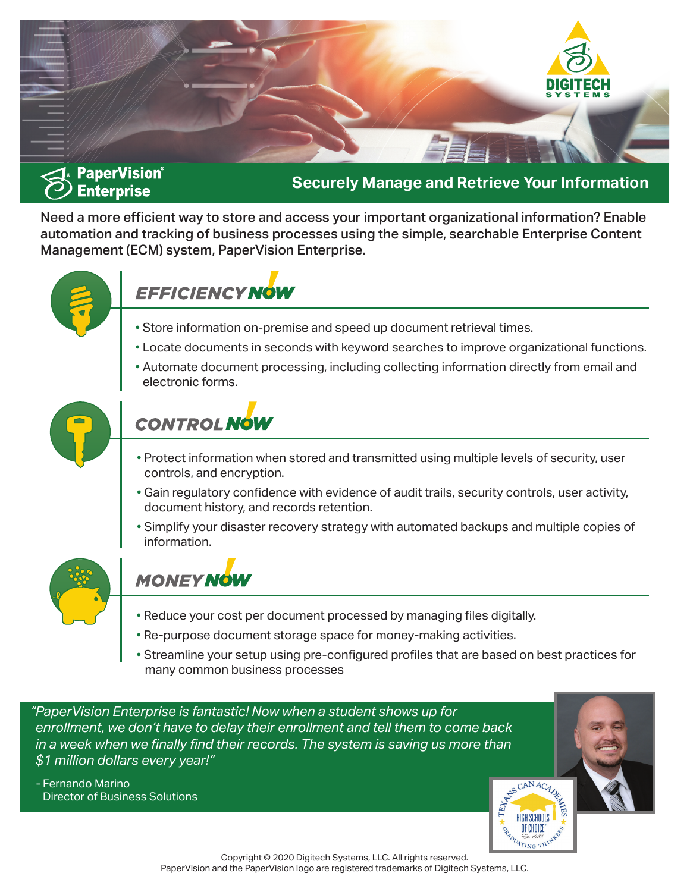DIGITECH SYSTEMS

# PaperVision® Enterprise

## Securely Manage and Retrieve Your Information

**Need a more efficient way to store and access your important organizational information? Enable automation and tracking of business processes using the simple, searchable Enterprise Content Management (ECM) system, PaperVision Enterprise.**

### *EFFICIENCY NOW!*

- Store information on-premise and speed up document retrieval times.
- Locate documents in seconds with keyword searches to improve organizational functions.
- Automate document processing, including collecting information directly from email and electronic forms.

### *CONTROL NOW!*

- Protect information when stored and transmitted using multiple levels of security, user controls, and encryption.
- Gain regulatory confidence with evidence of audit trails, security controls, user activity, document history, and records retention.
- Simplify your disaster recovery strategy with automated backups and multiple copies of information.

### *MONEY NOW!*

- Reduce your cost per document processed by managing files digitally.
- Re-purpose document storage space for money-making activities.
- Streamline your setup using pre-configured profiles that are based on best practices for many common business processes

*"PaperVision Enterprise is fantastic! Now when a student shows up for enrollment, we don't have to delay their enrollment and tell them to come back in a week when we finally find their records. The system is saving us more than $1 million dollars every year!"*

- Fernando Marino
  Director of Business Solutions

Texans Can Academies — High Schools of Choice — Est. 1985 — Graduating Thinkers

Copyright © 2020 Digitech Systems, LLC. All rights reserved.
PaperVision and the PaperVision logo are registered trademarks of Digitech Systems, LLC.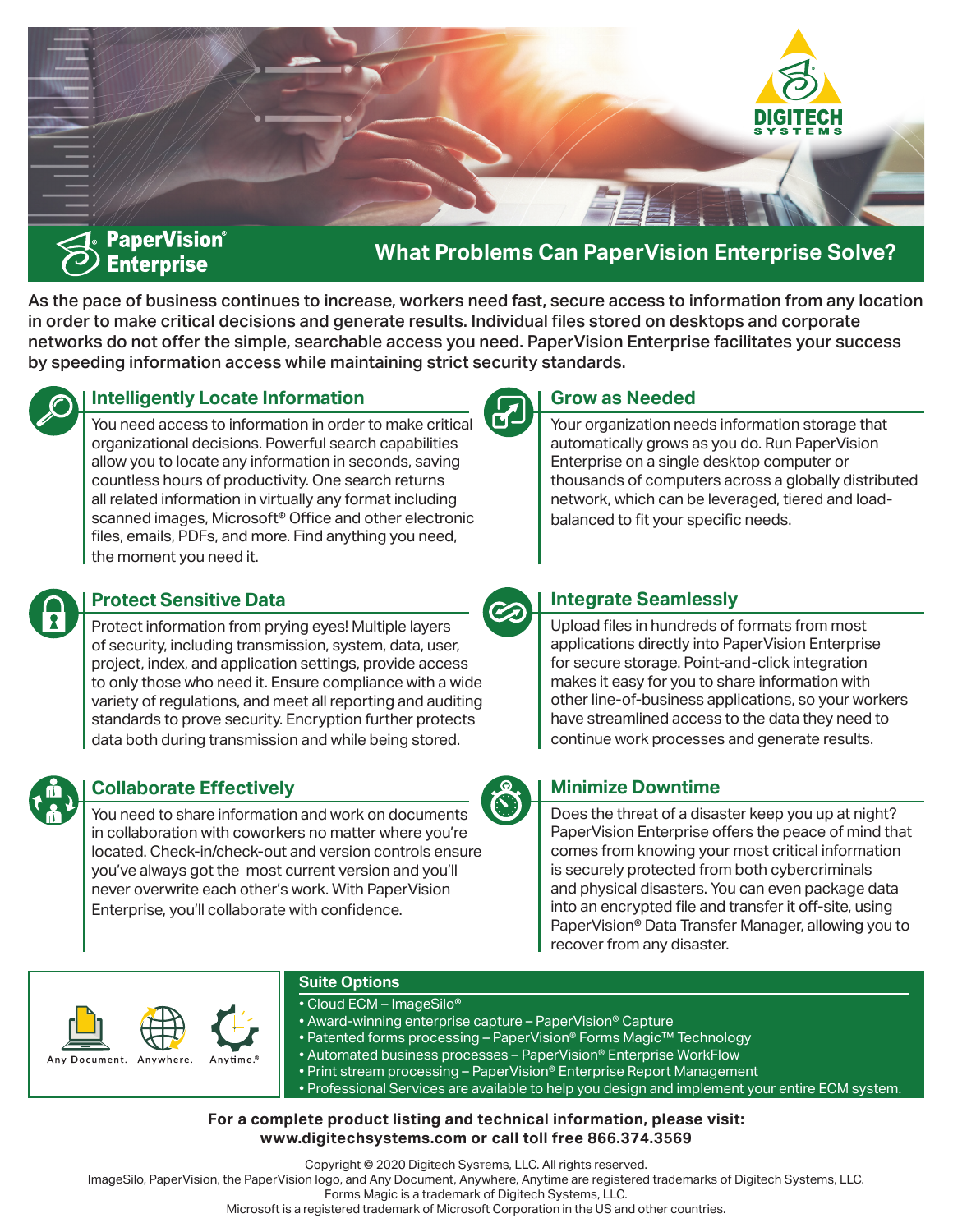DIGITECH SYSTEMS

PaperVision® Enterprise

## What Problems Can PaperVision Enterprise Solve?

**As the pace of business continues to increase, workers need fast, secure access to information from any location in order to make critical decisions and generate results. Individual files stored on desktops and corporate networks do not offer the simple, searchable access you need. PaperVision Enterprise facilitates your success by speeding information access while maintaining strict security standards.**

### Intelligently Locate Information

You need access to information in order to make critical organizational decisions. Powerful search capabilities allow you to locate any information in seconds, saving countless hours of productivity. One search returns all related information in virtually any format including scanned images, Microsoft® Office and other electronic files, emails, PDFs, and more. Find anything you need, the moment you need it.

### Grow as Needed

Your organization needs information storage that automatically grows as you do. Run PaperVision Enterprise on a single desktop computer or thousands of computers across a globally distributed network, which can be leveraged, tiered and load-balanced to fit your specific needs.

### Protect Sensitive Data

Protect information from prying eyes! Multiple layers of security, including transmission, system, data, user, project, index, and application settings, provide access to only those who need it. Ensure compliance with a wide variety of regulations, and meet all reporting and auditing standards to prove security. Encryption further protects data both during transmission and while being stored.

### Integrate Seamlessly

Upload files in hundreds of formats from most applications directly into PaperVision Enterprise for secure storage. Point-and-click integration makes it easy for you to share information with other line-of-business applications, so your workers have streamlined access to the data they need to continue work processes and generate results.

### Collaborate Effectively

You need to share information and work on documents in collaboration with coworkers no matter where you're located. Check-in/check-out and version controls ensure you've always got the most current version and you'll never overwrite each other's work. With PaperVision Enterprise, you'll collaborate with confidence.

### Minimize Downtime

Does the threat of a disaster keep you up at night? PaperVision Enterprise offers the peace of mind that comes from knowing your most critical information is securely protected from both cybercriminals and physical disasters. You can even package data into an encrypted file and transfer it off-site, using PaperVision® Data Transfer Manager, allowing you to recover from any disaster.

Any Document. Anywhere. Anytime.®

### Suite Options

- Cloud ECM – ImageSilo®
- Award-winning enterprise capture – PaperVision® Capture
- Patented forms processing – PaperVision® Forms Magic™ Technology
- Automated business processes – PaperVision® Enterprise WorkFlow
- Print stream processing – PaperVision® Enterprise Report Management
- Professional Services are available to help you design and implement your entire ECM system.

**For a complete product listing and technical information, please visit: www.digitechsystems.com or call toll free 866.374.3569**

Copyright © 2020 Digitech Systems, LLC. All rights reserved.
ImageSilo, PaperVision, the PaperVision logo, and Any Document, Anywhere, Anytime are registered trademarks of Digitech Systems, LLC.
Forms Magic is a trademark of Digitech Systems, LLC.
Microsoft is a registered trademark of Microsoft Corporation in the US and other countries.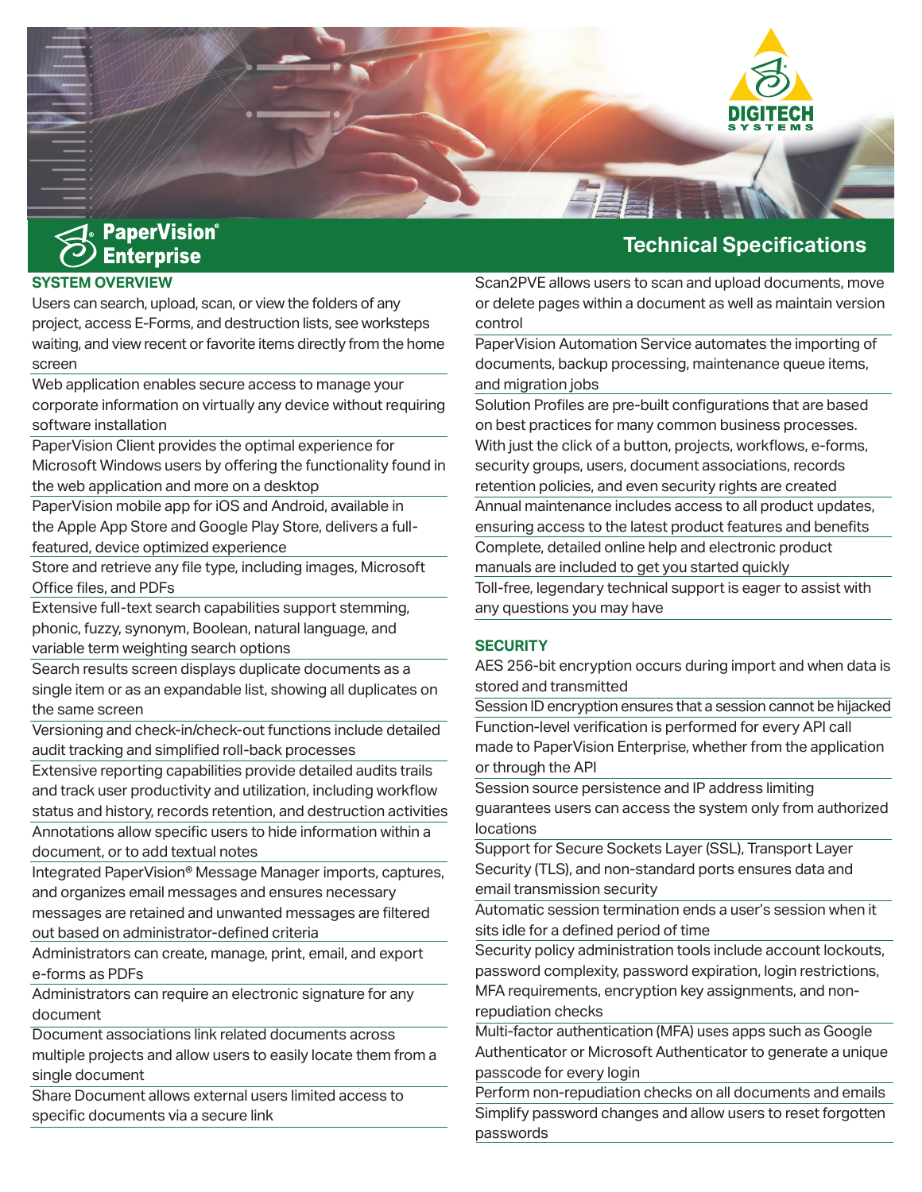# PaperVision® Enterprise

## Technical Specifications

### SYSTEM OVERVIEW

- Users can search, upload, scan, or view the folders of any project, access E-Forms, and destruction lists, see worksteps waiting, and view recent or favorite items directly from the home screen
- Web application enables secure access to manage your corporate information on virtually any device without requiring software installation
- PaperVision Client provides the optimal experience for Microsoft Windows users by offering the functionality found in the web application and more on a desktop
- PaperVision mobile app for iOS and Android, available in the Apple App Store and Google Play Store, delivers a full-featured, device optimized experience
- Store and retrieve any file type, including images, Microsoft Office files, and PDFs
- Extensive full-text search capabilities support stemming, phonic, fuzzy, synonym, Boolean, natural language, and variable term weighting search options
- Search results screen displays duplicate documents as a single item or as an expandable list, showing all duplicates on the same screen
- Versioning and check-in/check-out functions include detailed audit tracking and simplified roll-back processes
- Extensive reporting capabilities provide detailed audits trails and track user productivity and utilization, including workflow status and history, records retention, and destruction activities
- Annotations allow specific users to hide information within a document, or to add textual notes
- Integrated PaperVision® Message Manager imports, captures, and organizes email messages and ensures necessary messages are retained and unwanted messages are filtered out based on administrator-defined criteria
- Administrators can create, manage, print, email, and export e-forms as PDFs
- Administrators can require an electronic signature for any document
- Document associations link related documents across multiple projects and allow users to easily locate them from a single document
- Share Document allows external users limited access to specific documents via a secure link
- Scan2PVE allows users to scan and upload documents, move or delete pages within a document as well as maintain version control
- PaperVision Automation Service automates the importing of documents, backup processing, maintenance queue items, and migration jobs
- Solution Profiles are pre-built configurations that are based on best practices for many common business processes. With just the click of a button, projects, workflows, e-forms, security groups, users, document associations, records retention policies, and even security rights are created
- Annual maintenance includes access to all product updates, ensuring access to the latest product features and benefits
- Complete, detailed online help and electronic product manuals are included to get you started quickly
- Toll-free, legendary technical support is eager to assist with any questions you may have

### SECURITY

- AES 256-bit encryption occurs during import and when data is stored and transmitted
- Session ID encryption ensures that a session cannot be hijacked
- Function-level verification is performed for every API call made to PaperVision Enterprise, whether from the application or through the API
- Session source persistence and IP address limiting guarantees users can access the system only from authorized locations
- Support for Secure Sockets Layer (SSL), Transport Layer Security (TLS), and non-standard ports ensures data and email transmission security
- Automatic session termination ends a user's session when it sits idle for a defined period of time
- Security policy administration tools include account lockouts, password complexity, password expiration, login restrictions, MFA requirements, encryption key assignments, and non-repudiation checks
- Multi-factor authentication (MFA) uses apps such as Google Authenticator or Microsoft Authenticator to generate a unique passcode for every login
- Perform non-repudiation checks on all documents and emails
- Simplify password changes and allow users to reset forgotten passwords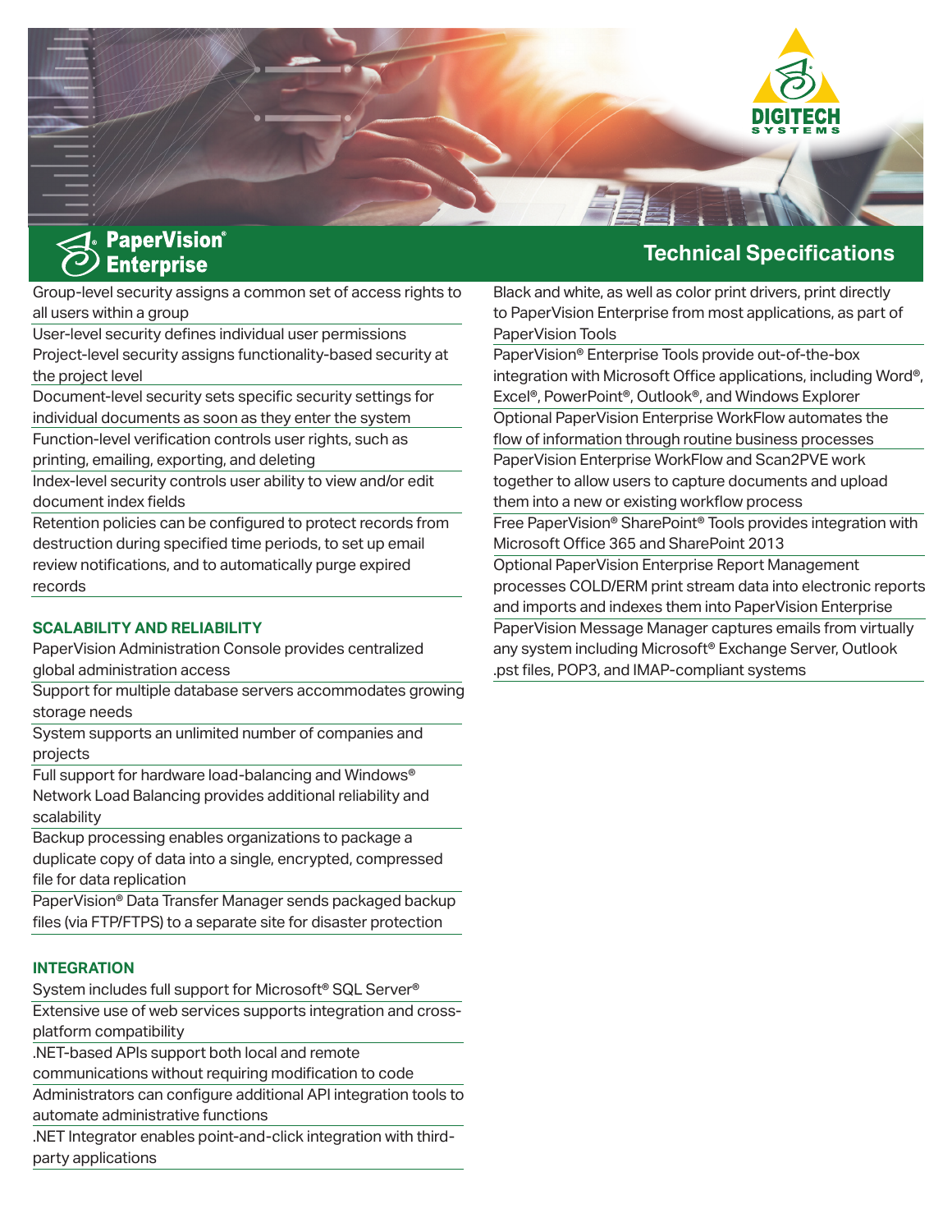# PaperVision® Enterprise

## Technical Specifications

- Group-level security assigns a common set of access rights to all users within a group
- User-level security defines individual user permissions
- Project-level security assigns functionality-based security at the project level
- Document-level security sets specific security settings for individual documents as soon as they enter the system
- Function-level verification controls user rights, such as printing, emailing, exporting, and deleting
- Index-level security controls user ability to view and/or edit document index fields
- Retention policies can be configured to protect records from destruction during specified time periods, to set up email review notifications, and to automatically purge expired records

### SCALABILITY AND RELIABILITY

- PaperVision Administration Console provides centralized global administration access
- Support for multiple database servers accommodates growing storage needs
- System supports an unlimited number of companies and projects
- Full support for hardware load-balancing and Windows® Network Load Balancing provides additional reliability and scalability
- Backup processing enables organizations to package a duplicate copy of data into a single, encrypted, compressed file for data replication
- PaperVision® Data Transfer Manager sends packaged backup files (via FTP/FTPS) to a separate site for disaster protection

### INTEGRATION

- System includes full support for Microsoft® SQL Server®
- Extensive use of web services supports integration and cross-platform compatibility
- .NET-based APIs support both local and remote communications without requiring modification to code
- Administrators can configure additional API integration tools to automate administrative functions
- .NET Integrator enables point-and-click integration with third-party applications
- Black and white, as well as color print drivers, print directly to PaperVision Enterprise from most applications, as part of PaperVision Tools
- PaperVision® Enterprise Tools provide out-of-the-box integration with Microsoft Office applications, including Word®, Excel®, PowerPoint®, Outlook®, and Windows Explorer
- Optional PaperVision Enterprise WorkFlow automates the flow of information through routine business processes
- PaperVision Enterprise WorkFlow and Scan2PVE work together to allow users to capture documents and upload them into a new or existing workflow process
- Free PaperVision® SharePoint® Tools provides integration with Microsoft Office 365 and SharePoint 2013
- Optional PaperVision Enterprise Report Management processes COLD/ERM print stream data into electronic reports and imports and indexes them into PaperVision Enterprise
- PaperVision Message Manager captures emails from virtually any system including Microsoft® Exchange Server, Outlook .pst files, POP3, and IMAP-compliant systems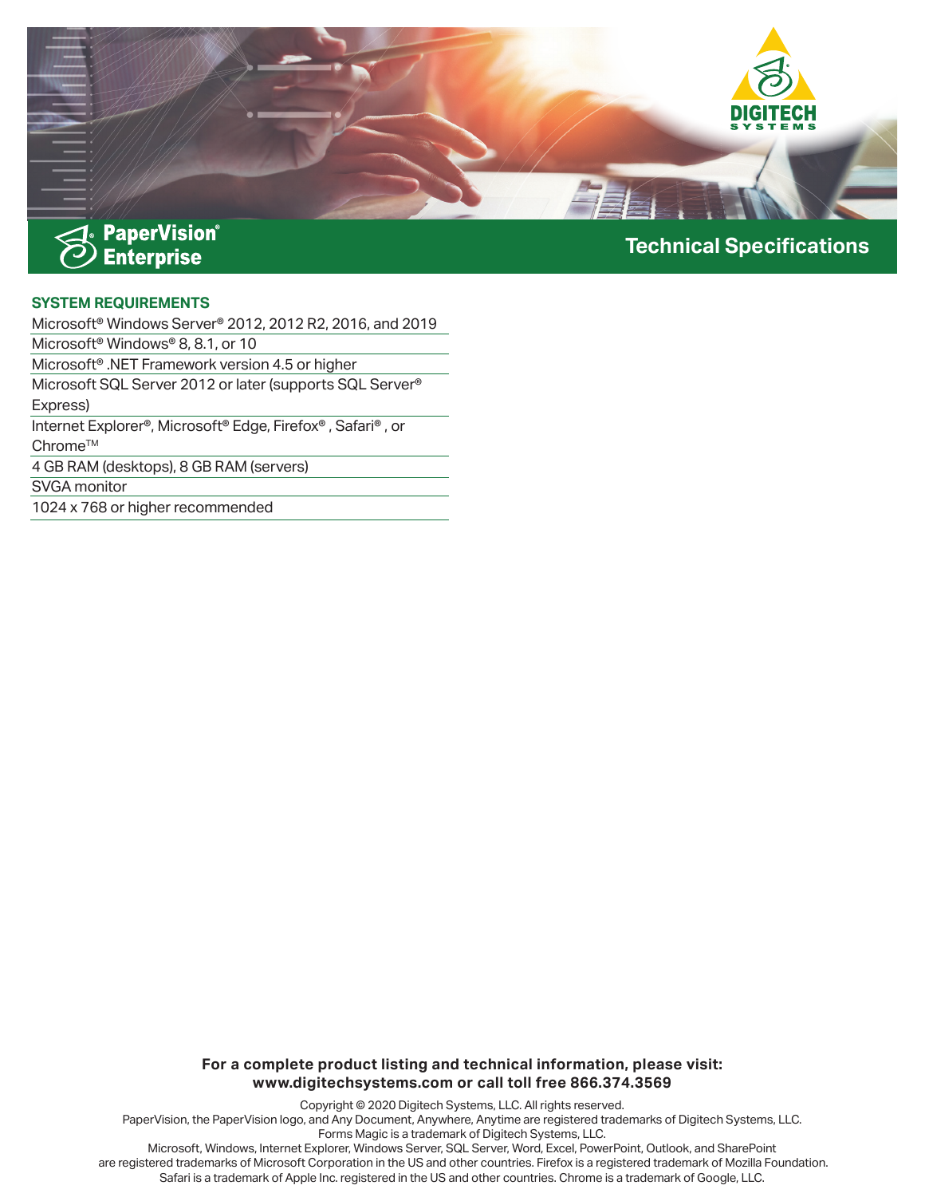**PaperVision® Enterprise**

## Technical Specifications

### SYSTEM REQUIREMENTS

| |
|---|
| Microsoft® Windows Server® 2012, 2012 R2, 2016, and 2019 |
| Microsoft® Windows® 8, 8.1, or 10 |
| Microsoft® .NET Framework version 4.5 or higher |
| Microsoft SQL Server 2012 or later (supports SQL Server® Express) |
| Internet Explorer®, Microsoft® Edge, Firefox®, Safari®, or Chrome™ |
| 4 GB RAM (desktops), 8 GB RAM (servers) |
| SVGA monitor |
| 1024 x 768 or higher recommended |

**For a complete product listing and technical information, please visit: www.digitechsystems.com or call toll free 866.374.3569**

Copyright © 2020 Digitech Systems, LLC. All rights reserved.
PaperVision, the PaperVision logo, and Any Document, Anywhere, Anytime are registered trademarks of Digitech Systems, LLC.
Forms Magic is a trademark of Digitech Systems, LLC.
Microsoft, Windows, Internet Explorer, Windows Server, SQL Server, Word, Excel, PowerPoint, Outlook, and SharePoint are registered trademarks of Microsoft Corporation in the US and other countries. Firefox is a registered trademark of Mozilla Foundation. Safari is a trademark of Apple Inc. registered in the US and other countries. Chrome is a trademark of Google, LLC.